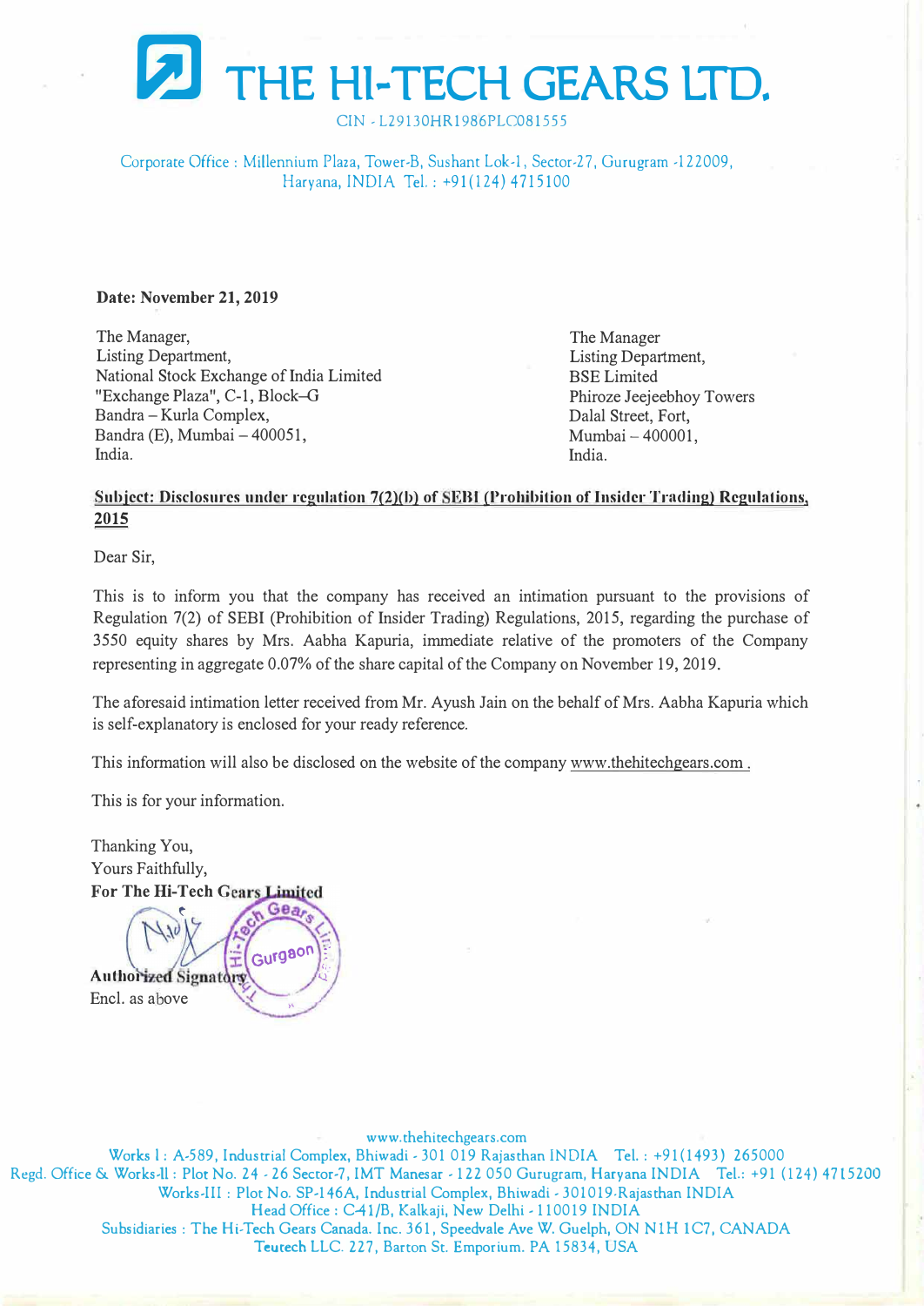# THE HI-TECH GEARS LTD.

CIN - L29130HR1986PLC081555

Corporate Office : Millennium Plaza, Tower-B, Sushant Lok-1, Sector-27, Gurugram -122009, Haryana, INDIA Tel. : +91(124) 4715100

**Date: November 21, 2019**

The Manager,
Listing Department,
National Stock Exchange of India Limited
"Exchange Plaza", C-1, Block–G
Bandra – Kurla Complex,
Bandra (E), Mumbai – 400051,
India.

The Manager
Listing Department,
BSE Limited
Phiroze Jeejeebhoy Towers
Dalal Street, Fort,
Mumbai – 400001,
India.

**Subject: Disclosures under regulation 7(2)(b) of SEBI (Prohibition of Insider Trading) Regulations, 2015**

Dear Sir,

This is to inform you that the company has received an intimation pursuant to the provisions of Regulation 7(2) of SEBI (Prohibition of Insider Trading) Regulations, 2015, regarding the purchase of 3550 equity shares by Mrs. Aabha Kapuria, immediate relative of the promoters of the Company representing in aggregate 0.07% of the share capital of the Company on November 19, 2019.

The aforesaid intimation letter received from Mr. Ayush Jain on the behalf of Mrs. Aabha Kapuria which is self-explanatory is enclosed for your ready reference.

This information will also be disclosed on the website of the company www.thehitechgears.com .

This is for your information.

Thanking You,
Yours Faithfully,
**For The Hi-Tech Gears Limited**

**Authorized Signatory**
Encl. as above

www.thehitechgears.com
Works I : A-589, Industrial Complex, Bhiwadi - 301 019 Rajasthan INDIA Tel. : +91(1493) 265000
Regd. Office & Works-II : Plot No. 24 - 26 Sector-7, IMT Manesar - 122 050 Gurugram, Haryana INDIA Tel.: +91 (124) 4715200
Works-III : Plot No. SP-146A, Industrial Complex, Bhiwadi - 301019-Rajasthan INDIA
Head Office : C-41/B, Kalkaji, New Delhi - 110019 INDIA
Subsidiaries : The Hi-Tech Gears Canada. Inc. 361, Speedvale Ave W. Guelph, ON N1H 1C7, CANADA
Teutech LLC. 227, Barton St. Emporium. PA 15834, USA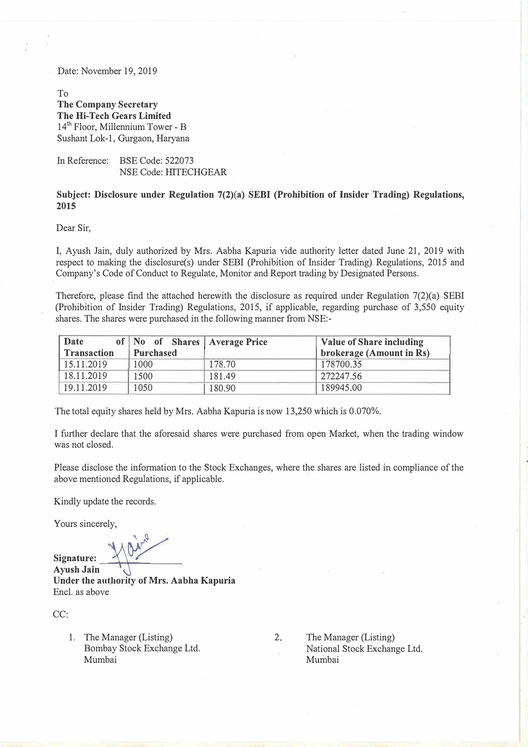Date: November 19, 2019

To
**The Company Secretary**
**The Hi-Tech Gears Limited**
14th Floor, Millennium Tower - B
Sushant Lok-1, Gurgaon, Haryana

In Reference: BSE Code: 522073
NSE Code: HITECHGEAR

**Subject: Disclosure under Regulation 7(2)(a) SEBI (Prohibition of Insider Trading) Regulations, 2015**

Dear Sir,

I, Ayush Jain, duly authorized by Mrs. Aabha Kapuria vide authority letter dated June 21, 2019 with respect to making the disclosure(s) under SEBI (Prohibition of Insider Trading) Regulations, 2015 and Company's Code of Conduct to Regulate, Monitor and Report trading by Designated Persons.

Therefore, please find the attached herewith the disclosure as required under Regulation 7(2)(a) SEBI (Prohibition of Insider Trading) Regulations, 2015, if applicable, regarding purchase of 3,550 equity shares. The shares were purchased in the following manner from NSE:-

| Date of Transaction | No of Shares Purchased | Average Price | Value of Share including brokerage (Amount in Rs) |
|---|---|---|---|
| 15.11.2019 | 1000 | 178.70 | 178700.35 |
| 18.11.2019 | 1500 | 181.49 | 272247.56 |
| 19.11.2019 | 1050 | 180.90 | 189945.00 |

The total equity shares held by Mrs. Aabha Kapuria is now 13,250 which is 0.070%.

I further declare that the aforesaid shares were purchased from open Market, when the trading window was not closed.

Please disclose the information to the Stock Exchanges, where the shares are listed in compliance of the above mentioned Regulations, if applicable.

Kindly update the records.

Yours sincerely,

**Signature:** ____________
**Ayush Jain**
**Under the authority of Mrs. Aabha Kapuria**
Encl. as above

CC:

1. The Manager (Listing)
   Bombay Stock Exchange Ltd.
   Mumbai
2. The Manager (Listing)
   National Stock Exchange Ltd.
   Mumbai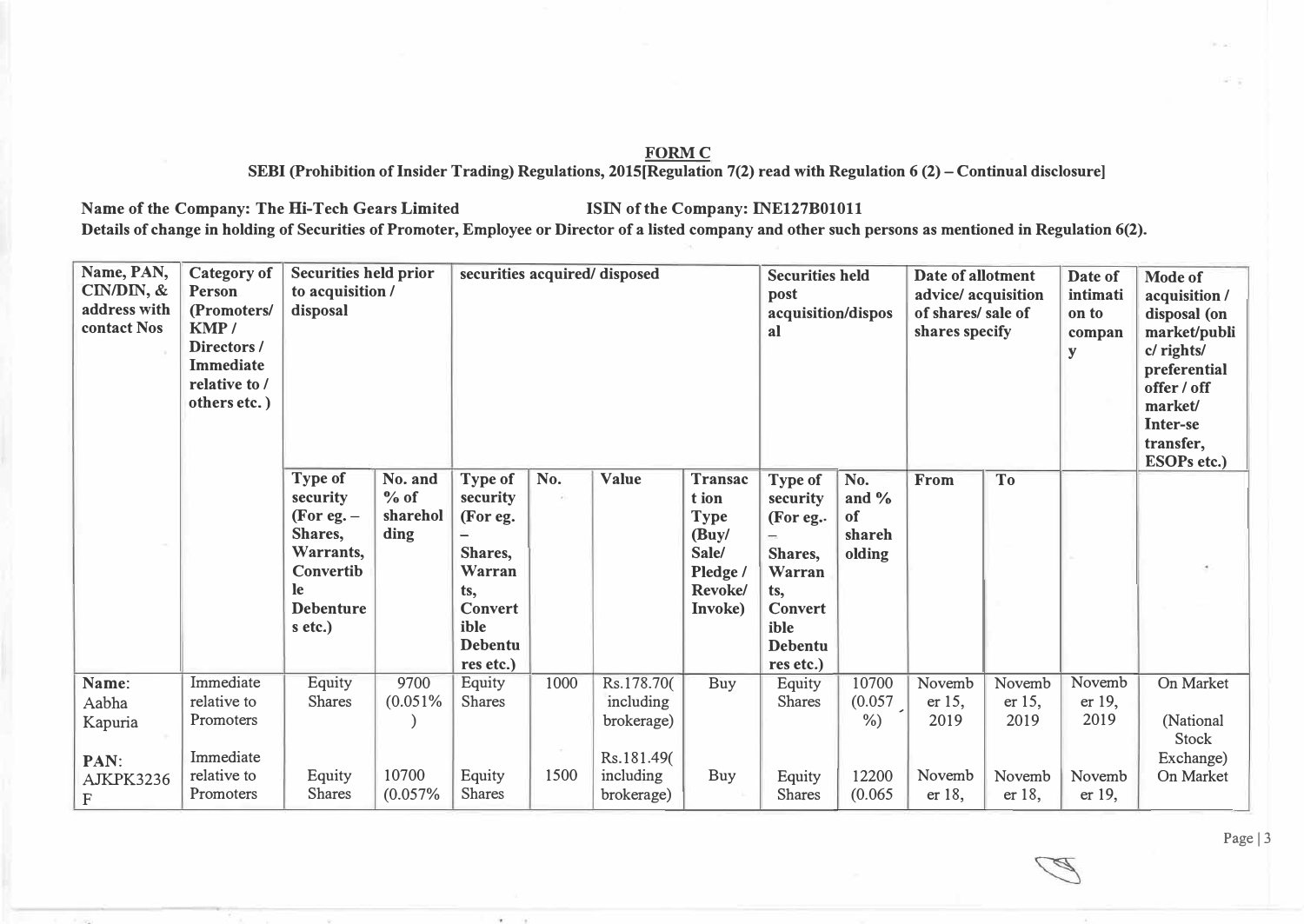**FORM C**

**SEBI (Prohibition of Insider Trading) Regulations, 2015[Regulation 7(2) read with Regulation 6 (2) – Continual disclosure]**

**Name of the Company: The Hi-Tech Gears Limited ISIN of the Company: INE127B01011**

**Details of change in holding of Securities of Promoter, Employee or Director of a listed company and other such persons as mentioned in Regulation 6(2).**

| Name, PAN, CIN/DIN, & address with contact Nos | Category of Person (Promoters/ KMP / Directors / Immediate relative to / others etc. ) | Securities held prior to acquisition / disposal | | securities acquired/ disposed | | | | Securities held post acquisition/disposal | | Date of allotment advice/ acquisition of shares/ sale of shares specify | | Date of intimation to company | Mode of acquisition / disposal (on market/public/ rights/ preferential offer / off market/ Inter-se transfer, ESOPs etc.) |
|---|---|---|---|---|---|---|---|---|---|---|---|---|---|
| | | Type of security (For eg. – Shares, Warrants, Convertible Debentures etc.) | No. and % of shareholding | Type of security (For eg. – Shares, Warrants, Convertible Debentures etc.) | No. | Value | Transaction Type (Buy/ Sale/ Pledge / Revoke/ Invoke) | Type of security (For eg.. – Shares, Warrants, Convertible Debentures etc.) | No. and % of shareholding | From | To | | |
| Name: Aabha Kapuria | Immediate relative to Promoters | Equity Shares | 9700 (0.051%) | Equity Shares | 1000 | Rs.178.70( including brokerage) | Buy | Equity Shares | 10700 (0.057%) | November 15, 2019 | November 15, 2019 | November 19, 2019 | On Market (National Stock Exchange) |
| PAN: AJKPK3236F | Immediate relative to Promoters | Equity Shares | 10700 (0.057% | Equity Shares | 1500 | Rs.181.49( including brokerage) | Buy | Equity Shares | 12200 (0.065 | November 18, | November 18, | November 19, | On Market |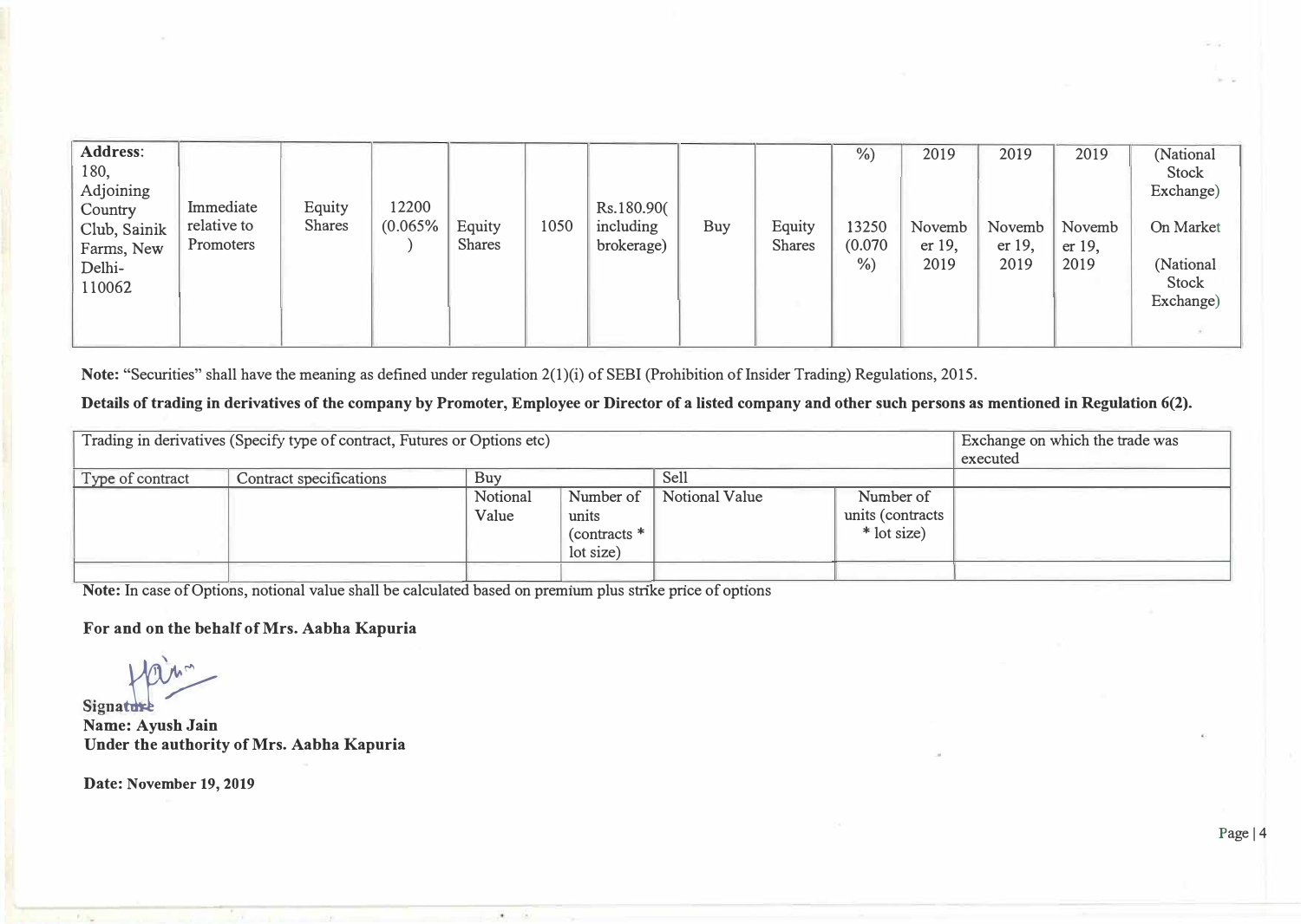| | | | | | | | | | | | | | |
|---|---|---|---|---|---|---|---|---|---|---|---|---|---|
| **Address**: 180, Adjoining Country Club, Sainik Farms, New Delhi-110062 | Immediate relative to Promoters | Equity Shares | 12200 (0.065% ) | Equity Shares | 1050 | Rs.180.90( including brokerage) | Buy | Equity Shares | %) 13250 (0.070 %) | 2019 November 19, 2019 | 2019 November 19, 2019 | 2019 November 19, 2019 | (National Stock Exchange) On Market (National Stock Exchange) |

**Note:** "Securities" shall have the meaning as defined under regulation 2(1)(i) of SEBI (Prohibition of Insider Trading) Regulations, 2015.

**Details of trading in derivatives of the company by Promoter, Employee or Director of a listed company and other such persons as mentioned in Regulation 6(2).**

| Trading in derivatives (Specify type of contract, Futures or Options etc) | | | | | | Exchange on which the trade was executed |
|---|---|---|---|---|---|---|
| Type of contract | Contract specifications | Buy | | Sell | | |
| | | Notional Value | Number of units (contracts * lot size) | Notional Value | Number of units (contracts * lot size) | |
| | | | | | | |

**Note:** In case of Options, notional value shall be calculated based on premium plus strike price of options

**For and on the behalf of Mrs. Aabha Kapuria**

**Signature**
**Name: Ayush Jain**
**Under the authority of Mrs. Aabha Kapuria**

**Date: November 19, 2019**